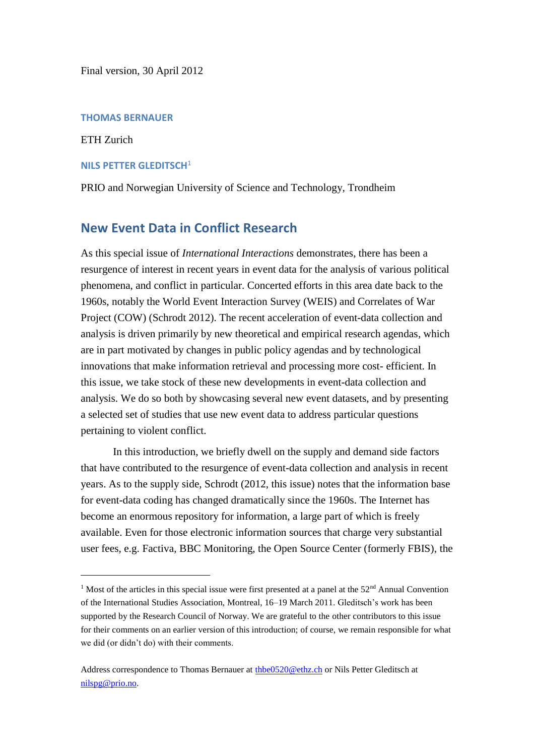Final version, 30 April 2012

**THOMAS BERNAUER**

ETH Zurich

**NILS PETTER GLEDITSCH**[1]

PRIO and Norwegian University of Science and Technology, Trondheim

## New Event Data in Conflict Research

As this special issue of *International Interactions* demonstrates, there has been a resurgence of interest in recent years in event data for the analysis of various political phenomena, and conflict in particular. Concerted efforts in this area date back to the 1960s, notably the World Event Interaction Survey (WEIS) and Correlates of War Project (COW) (Schrodt 2012). The recent acceleration of event-data collection and analysis is driven primarily by new theoretical and empirical research agendas, which are in part motivated by changes in public policy agendas and by technological innovations that make information retrieval and processing more cost- efficient. In this issue, we take stock of these new developments in event-data collection and analysis. We do so both by showcasing several new event datasets, and by presenting a selected set of studies that use new event data to address particular questions pertaining to violent conflict.

In this introduction, we briefly dwell on the supply and demand side factors that have contributed to the resurgence of event-data collection and analysis in recent years. As to the supply side, Schrodt (2012, this issue) notes that the information base for event-data coding has changed dramatically since the 1960s. The Internet has become an enormous repository for information, a large part of which is freely available. Even for those electronic information sources that charge very substantial user fees, e.g. Factiva, BBC Monitoring, the Open Source Center (formerly FBIS), the

---

[1] Most of the articles in this special issue were first presented at a panel at the 52nd Annual Convention of the International Studies Association, Montreal, 16–19 March 2011. Gleditsch's work has been supported by the Research Council of Norway. We are grateful to the other contributors to this issue for their comments on an earlier version of this introduction; of course, we remain responsible for what we did (or didn't do) with their comments.

Address correspondence to Thomas Bernauer at thbe0520@ethz.ch or Nils Petter Gleditsch at nilspg@prio.no.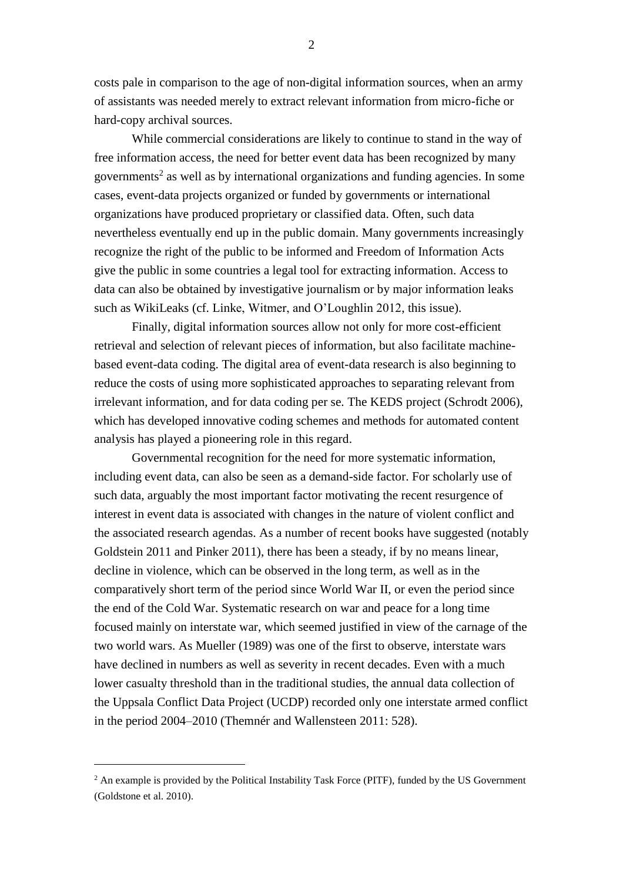costs pale in comparison to the age of non-digital information sources, when an army of assistants was needed merely to extract relevant information from micro-fiche or hard-copy archival sources.

While commercial considerations are likely to continue to stand in the way of free information access, the need for better event data has been recognized by many governments[2] as well as by international organizations and funding agencies. In some cases, event-data projects organized or funded by governments or international organizations have produced proprietary or classified data. Often, such data nevertheless eventually end up in the public domain. Many governments increasingly recognize the right of the public to be informed and Freedom of Information Acts give the public in some countries a legal tool for extracting information. Access to data can also be obtained by investigative journalism or by major information leaks such as WikiLeaks (cf. Linke, Witmer, and O'Loughlin 2012, this issue).

Finally, digital information sources allow not only for more cost-efficient retrieval and selection of relevant pieces of information, but also facilitate machine-based event-data coding. The digital area of event-data research is also beginning to reduce the costs of using more sophisticated approaches to separating relevant from irrelevant information, and for data coding per se. The KEDS project (Schrodt 2006), which has developed innovative coding schemes and methods for automated content analysis has played a pioneering role in this regard.

Governmental recognition for the need for more systematic information, including event data, can also be seen as a demand-side factor. For scholarly use of such data, arguably the most important factor motivating the recent resurgence of interest in event data is associated with changes in the nature of violent conflict and the associated research agendas. As a number of recent books have suggested (notably Goldstein 2011 and Pinker 2011), there has been a steady, if by no means linear, decline in violence, which can be observed in the long term, as well as in the comparatively short term of the period since World War II, or even the period since the end of the Cold War. Systematic research on war and peace for a long time focused mainly on interstate war, which seemed justified in view of the carnage of the two world wars. As Mueller (1989) was one of the first to observe, interstate wars have declined in numbers as well as severity in recent decades. Even with a much lower casualty threshold than in the traditional studies, the annual data collection of the Uppsala Conflict Data Project (UCDP) recorded only one interstate armed conflict in the period 2004–2010 (Themnér and Wallensteen 2011: 528).

[2] An example is provided by the Political Instability Task Force (PITF), funded by the US Government (Goldstone et al. 2010).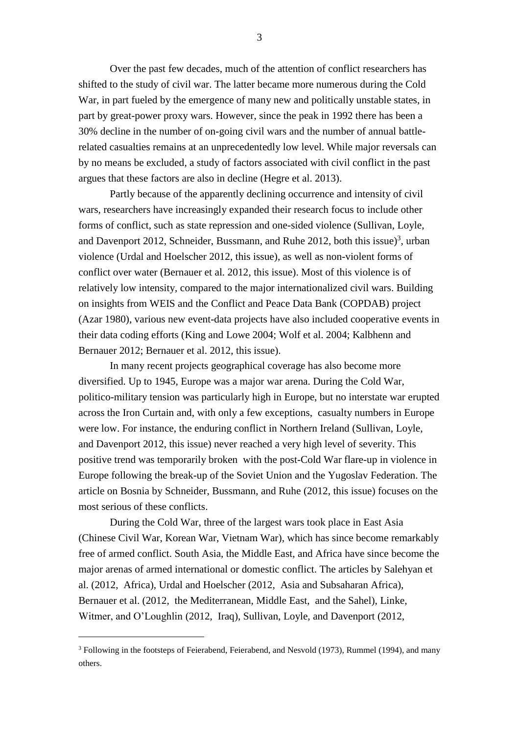Over the past few decades, much of the attention of conflict researchers has shifted to the study of civil war. The latter became more numerous during the Cold War, in part fueled by the emergence of many new and politically unstable states, in part by great-power proxy wars. However, since the peak in 1992 there has been a 30% decline in the number of on-going civil wars and the number of annual battle-related casualties remains at an unprecedentedly low level. While major reversals can by no means be excluded, a study of factors associated with civil conflict in the past argues that these factors are also in decline (Hegre et al. 2013).

Partly because of the apparently declining occurrence and intensity of civil wars, researchers have increasingly expanded their research focus to include other forms of conflict, such as state repression and one-sided violence (Sullivan, Loyle, and Davenport 2012, Schneider, Bussmann, and Ruhe 2012, both this issue)[3], urban violence (Urdal and Hoelscher 2012, this issue), as well as non-violent forms of conflict over water (Bernauer et al. 2012, this issue). Most of this violence is of relatively low intensity, compared to the major internationalized civil wars. Building on insights from WEIS and the Conflict and Peace Data Bank (COPDAB) project (Azar 1980), various new event-data projects have also included cooperative events in their data coding efforts (King and Lowe 2004; Wolf et al. 2004; Kalbhenn and Bernauer 2012; Bernauer et al. 2012, this issue).

In many recent projects geographical coverage has also become more diversified. Up to 1945, Europe was a major war arena. During the Cold War, politico-military tension was particularly high in Europe, but no interstate war erupted across the Iron Curtain and, with only a few exceptions, casualty numbers in Europe were low. For instance, the enduring conflict in Northern Ireland (Sullivan, Loyle, and Davenport 2012, this issue) never reached a very high level of severity. This positive trend was temporarily broken with the post-Cold War flare-up in violence in Europe following the break-up of the Soviet Union and the Yugoslav Federation. The article on Bosnia by Schneider, Bussmann, and Ruhe (2012, this issue) focuses on the most serious of these conflicts.

During the Cold War, three of the largest wars took place in East Asia (Chinese Civil War, Korean War, Vietnam War), which has since become remarkably free of armed conflict. South Asia, the Middle East, and Africa have since become the major arenas of armed international or domestic conflict. The articles by Salehyan et al. (2012, Africa), Urdal and Hoelscher (2012, Asia and Subsaharan Africa), Bernauer et al. (2012, the Mediterranean, Middle East, and the Sahel), Linke, Witmer, and O'Loughlin (2012, Iraq), Sullivan, Loyle, and Davenport (2012,

---

[3] Following in the footsteps of Feierabend, Feierabend, and Nesvold (1973), Rummel (1994), and many others.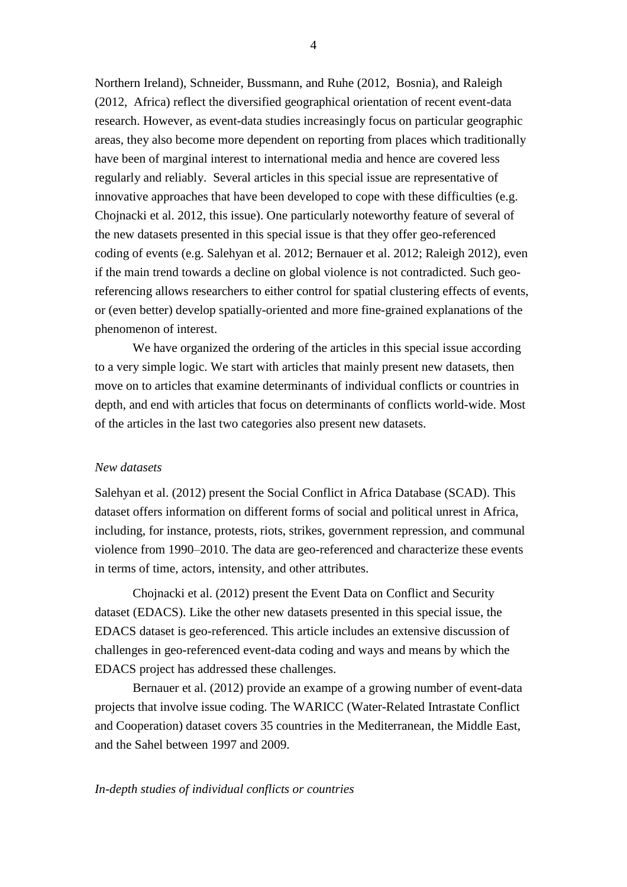Northern Ireland), Schneider, Bussmann, and Ruhe (2012, Bosnia), and Raleigh (2012, Africa) reflect the diversified geographical orientation of recent event-data research. However, as event-data studies increasingly focus on particular geographic areas, they also become more dependent on reporting from places which traditionally have been of marginal interest to international media and hence are covered less regularly and reliably. Several articles in this special issue are representative of innovative approaches that have been developed to cope with these difficulties (e.g. Chojnacki et al. 2012, this issue). One particularly noteworthy feature of several of the new datasets presented in this special issue is that they offer geo-referenced coding of events (e.g. Salehyan et al. 2012; Bernauer et al. 2012; Raleigh 2012), even if the main trend towards a decline on global violence is not contradicted. Such geo-referencing allows researchers to either control for spatial clustering effects of events, or (even better) develop spatially-oriented and more fine-grained explanations of the phenomenon of interest.

We have organized the ordering of the articles in this special issue according to a very simple logic. We start with articles that mainly present new datasets, then move on to articles that examine determinants of individual conflicts or countries in depth, and end with articles that focus on determinants of conflicts world-wide. Most of the articles in the last two categories also present new datasets.

*New datasets*

Salehyan et al. (2012) present the Social Conflict in Africa Database (SCAD). This dataset offers information on different forms of social and political unrest in Africa, including, for instance, protests, riots, strikes, government repression, and communal violence from 1990–2010. The data are geo-referenced and characterize these events in terms of time, actors, intensity, and other attributes.

Chojnacki et al. (2012) present the Event Data on Conflict and Security dataset (EDACS). Like the other new datasets presented in this special issue, the EDACS dataset is geo-referenced. This article includes an extensive discussion of challenges in geo-referenced event-data coding and ways and means by which the EDACS project has addressed these challenges.

Bernauer et al. (2012) provide an exampe of a growing number of event-data projects that involve issue coding. The WARICC (Water-Related Intrastate Conflict and Cooperation) dataset covers 35 countries in the Mediterranean, the Middle East, and the Sahel between 1997 and 2009.

*In-depth studies of individual conflicts or countries*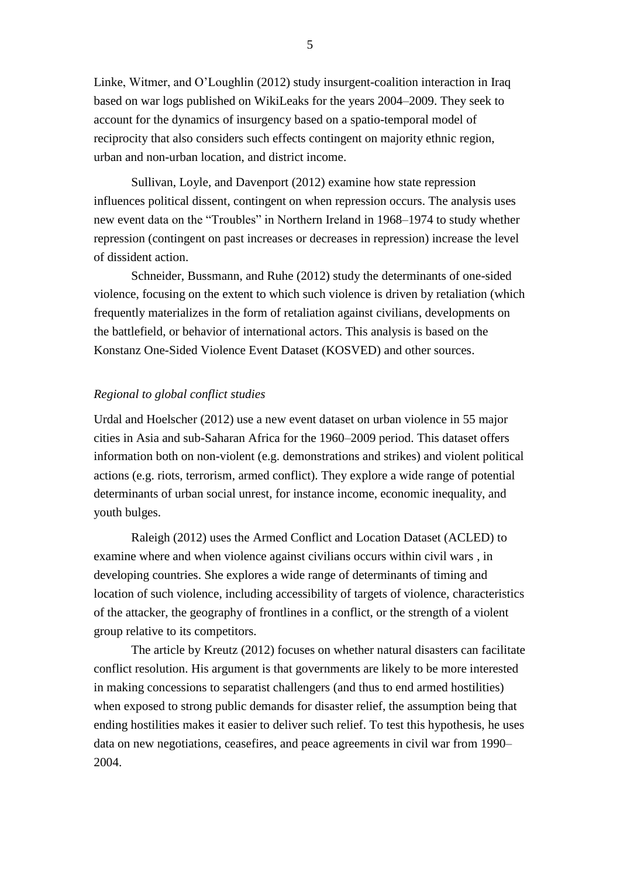Linke, Witmer, and O'Loughlin (2012) study insurgent-coalition interaction in Iraq based on war logs published on WikiLeaks for the years 2004–2009. They seek to account for the dynamics of insurgency based on a spatio-temporal model of reciprocity that also considers such effects contingent on majority ethnic region, urban and non-urban location, and district income.

Sullivan, Loyle, and Davenport (2012) examine how state repression influences political dissent, contingent on when repression occurs. The analysis uses new event data on the "Troubles" in Northern Ireland in 1968–1974 to study whether repression (contingent on past increases or decreases in repression) increase the level of dissident action.

Schneider, Bussmann, and Ruhe (2012) study the determinants of one-sided violence, focusing on the extent to which such violence is driven by retaliation (which frequently materializes in the form of retaliation against civilians, developments on the battlefield, or behavior of international actors. This analysis is based on the Konstanz One-Sided Violence Event Dataset (KOSVED) and other sources.

*Regional to global conflict studies*

Urdal and Hoelscher (2012) use a new event dataset on urban violence in 55 major cities in Asia and sub-Saharan Africa for the 1960–2009 period. This dataset offers information both on non-violent (e.g. demonstrations and strikes) and violent political actions (e.g. riots, terrorism, armed conflict). They explore a wide range of potential determinants of urban social unrest, for instance income, economic inequality, and youth bulges.

Raleigh (2012) uses the Armed Conflict and Location Dataset (ACLED) to examine where and when violence against civilians occurs within civil wars , in developing countries. She explores a wide range of determinants of timing and location of such violence, including accessibility of targets of violence, characteristics of the attacker, the geography of frontlines in a conflict, or the strength of a violent group relative to its competitors.

The article by Kreutz (2012) focuses on whether natural disasters can facilitate conflict resolution. His argument is that governments are likely to be more interested in making concessions to separatist challengers (and thus to end armed hostilities) when exposed to strong public demands for disaster relief, the assumption being that ending hostilities makes it easier to deliver such relief. To test this hypothesis, he uses data on new negotiations, ceasefires, and peace agreements in civil war from 1990–2004.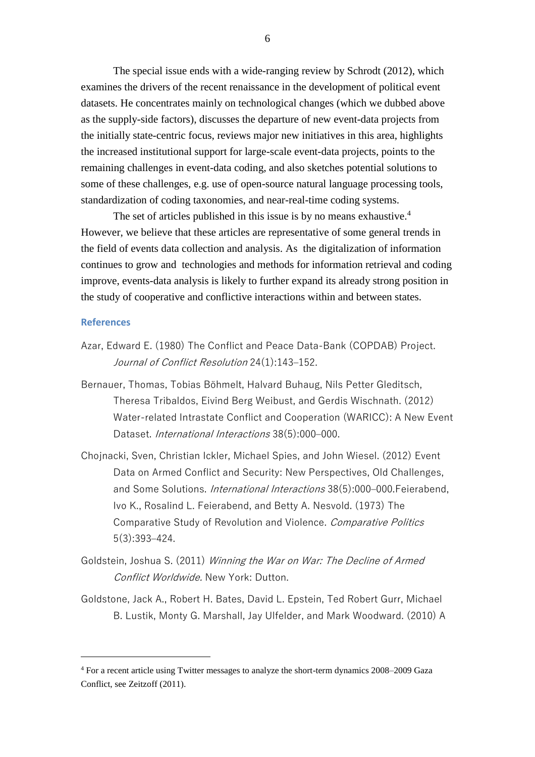The special issue ends with a wide-ranging review by Schrodt (2012), which examines the drivers of the recent renaissance in the development of political event datasets. He concentrates mainly on technological changes (which we dubbed above as the supply-side factors), discusses the departure of new event-data projects from the initially state-centric focus, reviews major new initiatives in this area, highlights the increased institutional support for large-scale event-data projects, points to the remaining challenges in event-data coding, and also sketches potential solutions to some of these challenges, e.g. use of open-source natural language processing tools, standardization of coding taxonomies, and near-real-time coding systems.

The set of articles published in this issue is by no means exhaustive.[4] However, we believe that these articles are representative of some general trends in the field of events data collection and analysis. As the digitalization of information continues to grow and technologies and methods for information retrieval and coding improve, events-data analysis is likely to further expand its already strong position in the study of cooperative and conflictive interactions within and between states.

## References

Azar, Edward E. (1980) The Conflict and Peace Data-Bank (COPDAB) Project. *Journal of Conflict Resolution* 24(1):143–152.

Bernauer, Thomas, Tobias Böhmelt, Halvard Buhaug, Nils Petter Gleditsch, Theresa Tribaldos, Eivind Berg Weibust, and Gerdis Wischnath. (2012) Water-related Intrastate Conflict and Cooperation (WARICC): A New Event Dataset. *International Interactions* 38(5):000–000.

Chojnacki, Sven, Christian Ickler, Michael Spies, and John Wiesel. (2012) Event Data on Armed Conflict and Security: New Perspectives, Old Challenges, and Some Solutions. *International Interactions* 38(5):000–000.Feierabend, Ivo K., Rosalind L. Feierabend, and Betty A. Nesvold. (1973) The Comparative Study of Revolution and Violence. *Comparative Politics* 5(3):393–424.

Goldstein, Joshua S. (2011) *Winning the War on War: The Decline of Armed Conflict Worldwide.* New York: Dutton.

Goldstone, Jack A., Robert H. Bates, David L. Epstein, Ted Robert Gurr, Michael B. Lustik, Monty G. Marshall, Jay Ulfelder, and Mark Woodward. (2010) A

[4] For a recent article using Twitter messages to analyze the short-term dynamics 2008–2009 Gaza Conflict, see Zeitzoff (2011).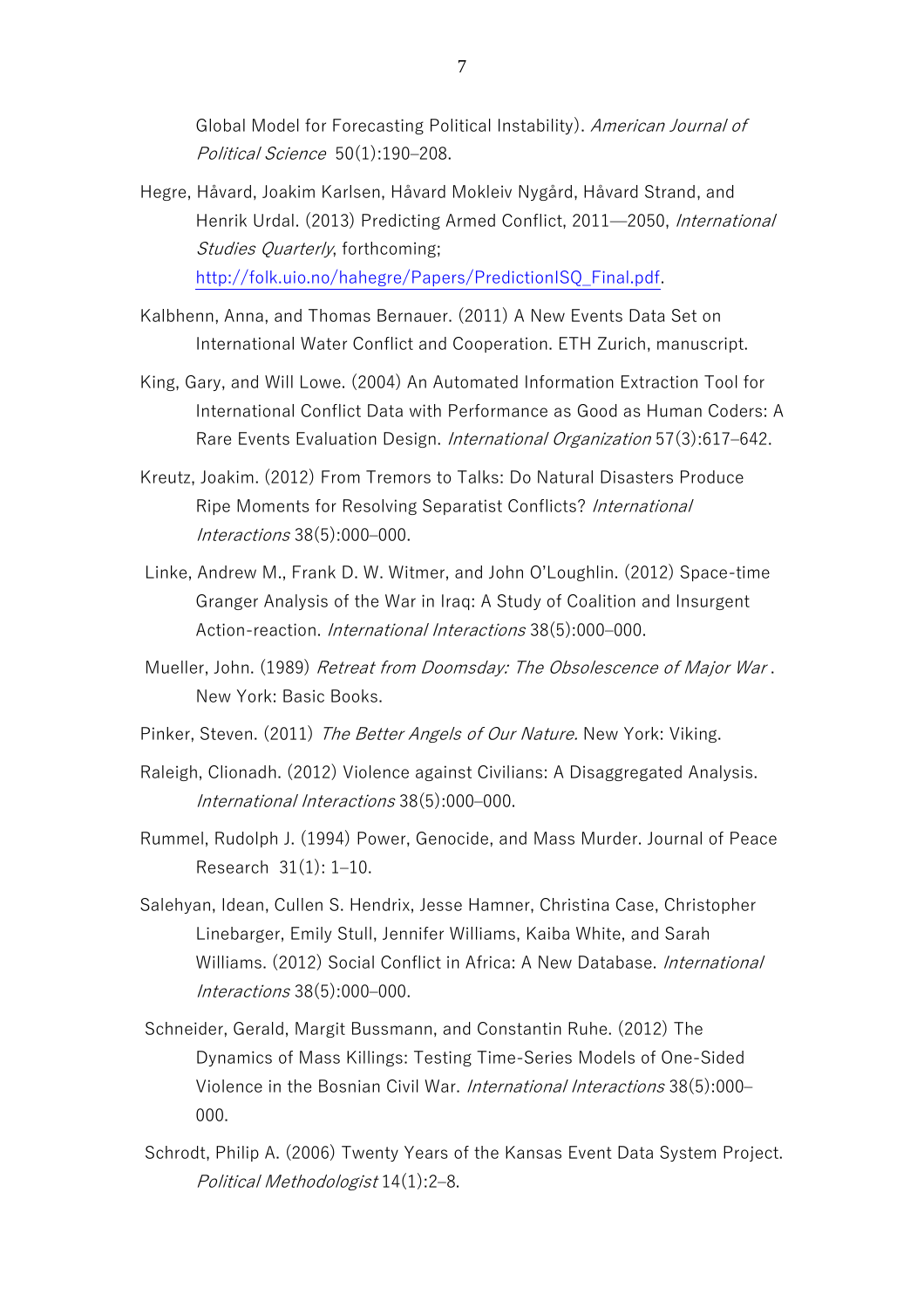Global Model for Forecasting Political Instability). *American Journal of Political Science* 50(1):190–208.

Hegre, Håvard, Joakim Karlsen, Håvard Mokleiv Nygård, Håvard Strand, and Henrik Urdal. (2013) Predicting Armed Conflict, 2011—2050, *International Studies Quarterly*, forthcoming; http://folk.uio.no/hahegre/Papers/PredictionISQ_Final.pdf.

Kalbhenn, Anna, and Thomas Bernauer. (2011) A New Events Data Set on International Water Conflict and Cooperation. ETH Zurich, manuscript.

King, Gary, and Will Lowe. (2004) An Automated Information Extraction Tool for International Conflict Data with Performance as Good as Human Coders: A Rare Events Evaluation Design. *International Organization* 57(3):617–642.

Kreutz, Joakim. (2012) From Tremors to Talks: Do Natural Disasters Produce Ripe Moments for Resolving Separatist Conflicts? *International Interactions* 38(5):000–000.

Linke, Andrew M., Frank D. W. Witmer, and John O'Loughlin. (2012) Space-time Granger Analysis of the War in Iraq: A Study of Coalition and Insurgent Action-reaction. *International Interactions* 38(5):000–000.

Mueller, John. (1989) *Retreat from Doomsday: The Obsolescence of Major War*. New York: Basic Books.

Pinker, Steven. (2011) *The Better Angels of Our Nature.* New York: Viking.

Raleigh, Clionadh. (2012) Violence against Civilians: A Disaggregated Analysis. *International Interactions* 38(5):000–000.

Rummel, Rudolph J. (1994) Power, Genocide, and Mass Murder. Journal of Peace Research 31(1): 1–10.

Salehyan, Idean, Cullen S. Hendrix, Jesse Hamner, Christina Case, Christopher Linebarger, Emily Stull, Jennifer Williams, Kaiba White, and Sarah Williams. (2012) Social Conflict in Africa: A New Database. *International Interactions* 38(5):000–000.

Schneider, Gerald, Margit Bussmann, and Constantin Ruhe. (2012) The Dynamics of Mass Killings: Testing Time-Series Models of One-Sided Violence in the Bosnian Civil War. *International Interactions* 38(5):000–000.

Schrodt, Philip A. (2006) Twenty Years of the Kansas Event Data System Project. *Political Methodologist* 14(1):2–8.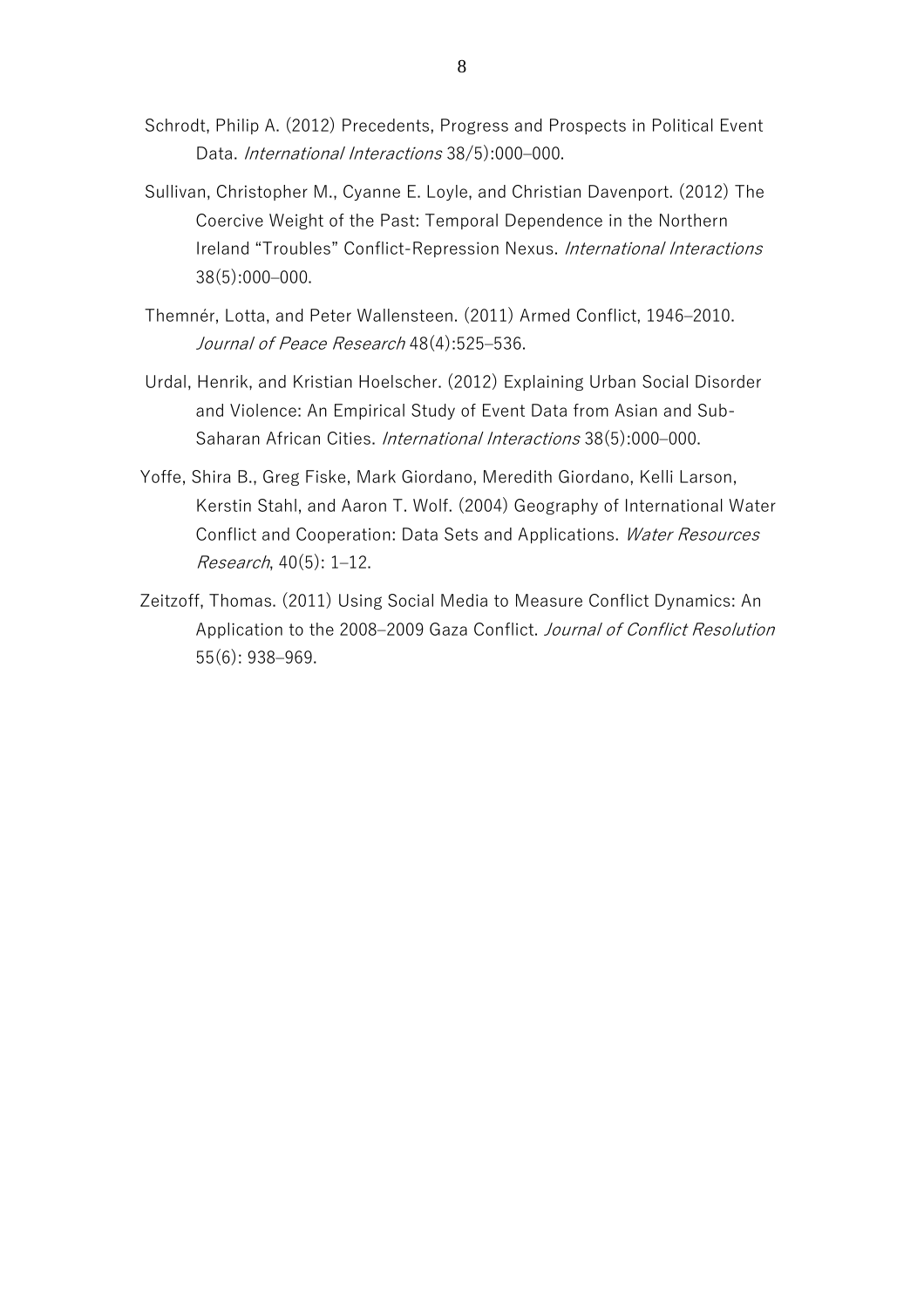Schrodt, Philip A. (2012) Precedents, Progress and Prospects in Political Event Data. *International Interactions* 38/5):000–000.

Sullivan, Christopher M., Cyanne E. Loyle, and Christian Davenport. (2012) The Coercive Weight of the Past: Temporal Dependence in the Northern Ireland "Troubles" Conflict-Repression Nexus. *International Interactions* 38(5):000–000.

Themnér, Lotta, and Peter Wallensteen. (2011) Armed Conflict, 1946–2010. *Journal of Peace Research* 48(4):525–536.

Urdal, Henrik, and Kristian Hoelscher. (2012) Explaining Urban Social Disorder and Violence: An Empirical Study of Event Data from Asian and Sub-Saharan African Cities. *International Interactions* 38(5):000–000.

Yoffe, Shira B., Greg Fiske, Mark Giordano, Meredith Giordano, Kelli Larson, Kerstin Stahl, and Aaron T. Wolf. (2004) Geography of International Water Conflict and Cooperation: Data Sets and Applications. *Water Resources Research*, 40(5): 1–12.

Zeitzoff, Thomas. (2011) Using Social Media to Measure Conflict Dynamics: An Application to the 2008–2009 Gaza Conflict. *Journal of Conflict Resolution* 55(6): 938–969.